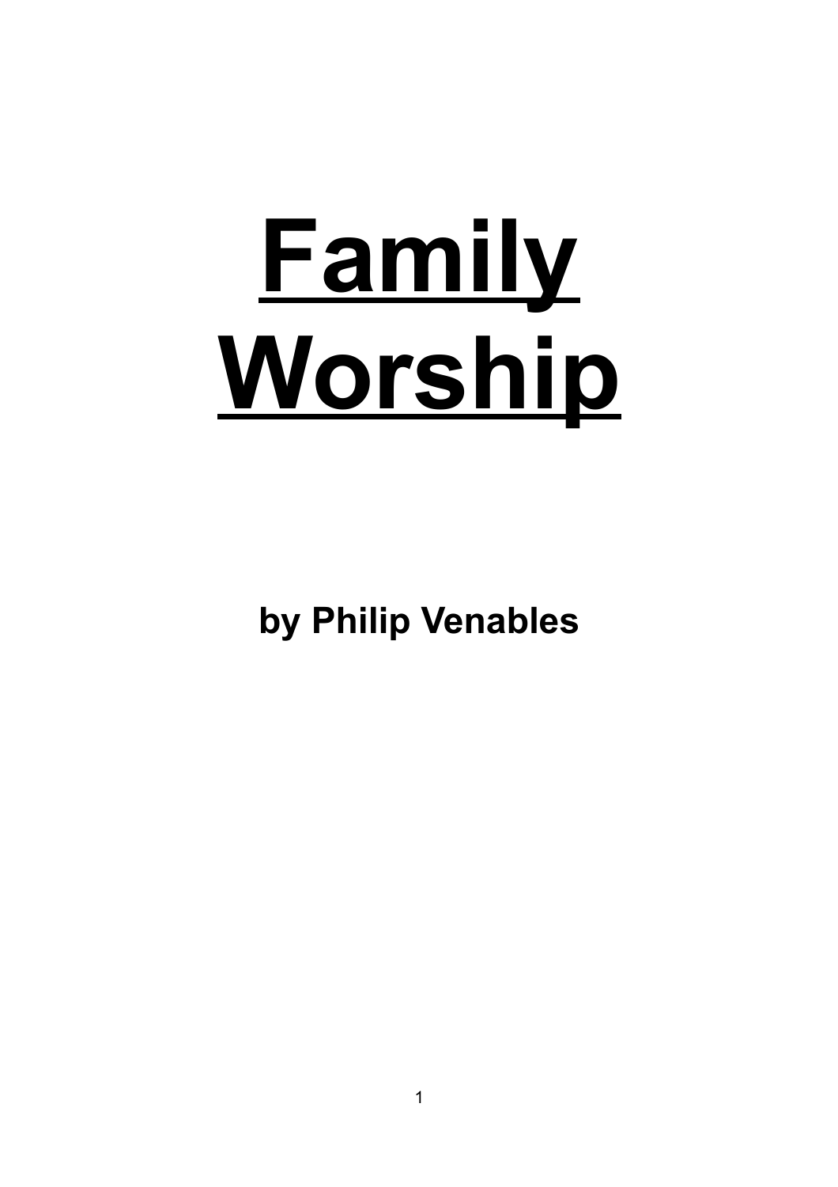# Family Worship

**by Philip Venables**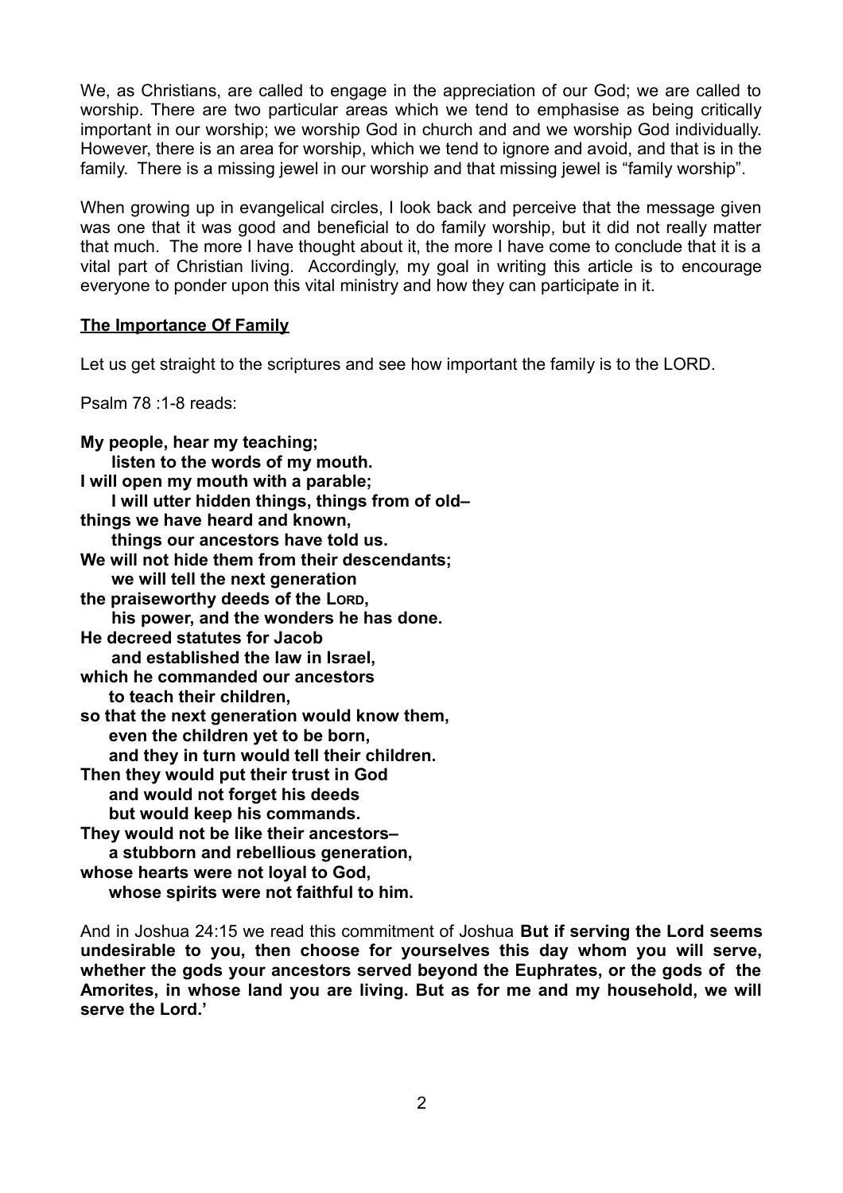We, as Christians, are called to engage in the appreciation of our God; we are called to worship. There are two particular areas which we tend to emphasise as being critically important in our worship; we worship God in church and and we worship God individually. However, there is an area for worship, which we tend to ignore and avoid, and that is in the family. There is a missing jewel in our worship and that missing jewel is "family worship".

When growing up in evangelical circles, I look back and perceive that the message given was one that it was good and beneficial to do family worship, but it did not really matter that much. The more I have thought about it, the more I have come to conclude that it is a vital part of Christian living. Accordingly, my goal in writing this article is to encourage everyone to ponder upon this vital ministry and how they can participate in it.

## The Importance Of Family

Let us get straight to the scriptures and see how important the family is to the LORD.

Psalm 78 :1-8 reads:

**My people, hear my teaching;**
**listen to the words of my mouth.**
**I will open my mouth with a parable;**
**I will utter hidden things, things from of old–**
**things we have heard and known,**
**things our ancestors have told us.**
**We will not hide them from their descendants;**
**we will tell the next generation**
**the praiseworthy deeds of the LORD,**
**his power, and the wonders he has done.**
**He decreed statutes for Jacob**
**and established the law in Israel,**
**which he commanded our ancestors**
**to teach their children,**
**so that the next generation would know them,**
**even the children yet to be born,**
**and they in turn would tell their children.**
**Then they would put their trust in God**
**and would not forget his deeds**
**but would keep his commands.**
**They would not be like their ancestors–**
**a stubborn and rebellious generation,**
**whose hearts were not loyal to God,**
**whose spirits were not faithful to him.**

And in Joshua 24:15 we read this commitment of Joshua **But if serving the Lord seems undesirable to you, then choose for yourselves this day whom you will serve, whether the gods your ancestors served beyond the Euphrates, or the gods of the Amorites, in whose land you are living. But as for me and my household, we will serve the Lord.'**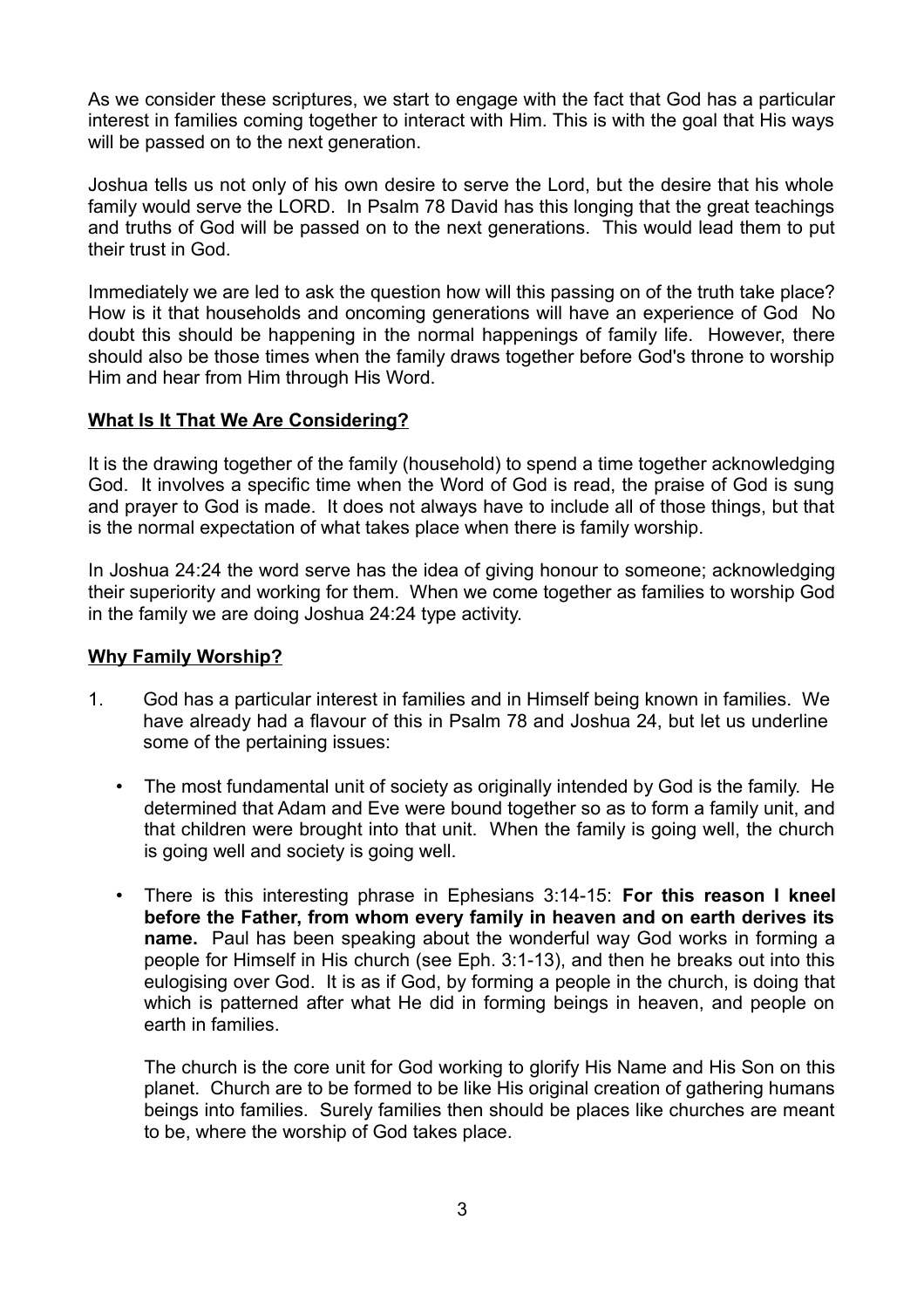As we consider these scriptures, we start to engage with the fact that God has a particular interest in families coming together to interact with Him. This is with the goal that His ways will be passed on to the next generation.

Joshua tells us not only of his own desire to serve the Lord, but the desire that his whole family would serve the LORD. In Psalm 78 David has this longing that the great teachings and truths of God will be passed on to the next generations. This would lead them to put their trust in God.

Immediately we are led to ask the question how will this passing on of the truth take place? How is it that households and oncoming generations will have an experience of God No doubt this should be happening in the normal happenings of family life. However, there should also be those times when the family draws together before God's throne to worship Him and hear from Him through His Word.

## What Is It That We Are Considering?

It is the drawing together of the family (household) to spend a time together acknowledging God. It involves a specific time when the Word of God is read, the praise of God is sung and prayer to God is made. It does not always have to include all of those things, but that is the normal expectation of what takes place when there is family worship.

In Joshua 24:24 the word serve has the idea of giving honour to someone; acknowledging their superiority and working for them. When we come together as families to worship God in the family we are doing Joshua 24:24 type activity.

## Why Family Worship?

1. God has a particular interest in families and in Himself being known in families. We have already had a flavour of this in Psalm 78 and Joshua 24, but let us underline some of the pertaining issues:

   - The most fundamental unit of society as originally intended by God is the family. He determined that Adam and Eve were bound together so as to form a family unit, and that children were brought into that unit. When the family is going well, the church is going well and society is going well.

   - There is this interesting phrase in Ephesians 3:14-15: **For this reason I kneel before the Father, from whom every family in heaven and on earth derives its name.** Paul has been speaking about the wonderful way God works in forming a people for Himself in His church (see Eph. 3:1-13), and then he breaks out into this eulogising over God. It is as if God, by forming a people in the church, is doing that which is patterned after what He did in forming beings in heaven, and people on earth in families.

     The church is the core unit for God working to glorify His Name and His Son on this planet. Church are to be formed to be like His original creation of gathering humans beings into families. Surely families then should be places like churches are meant to be, where the worship of God takes place.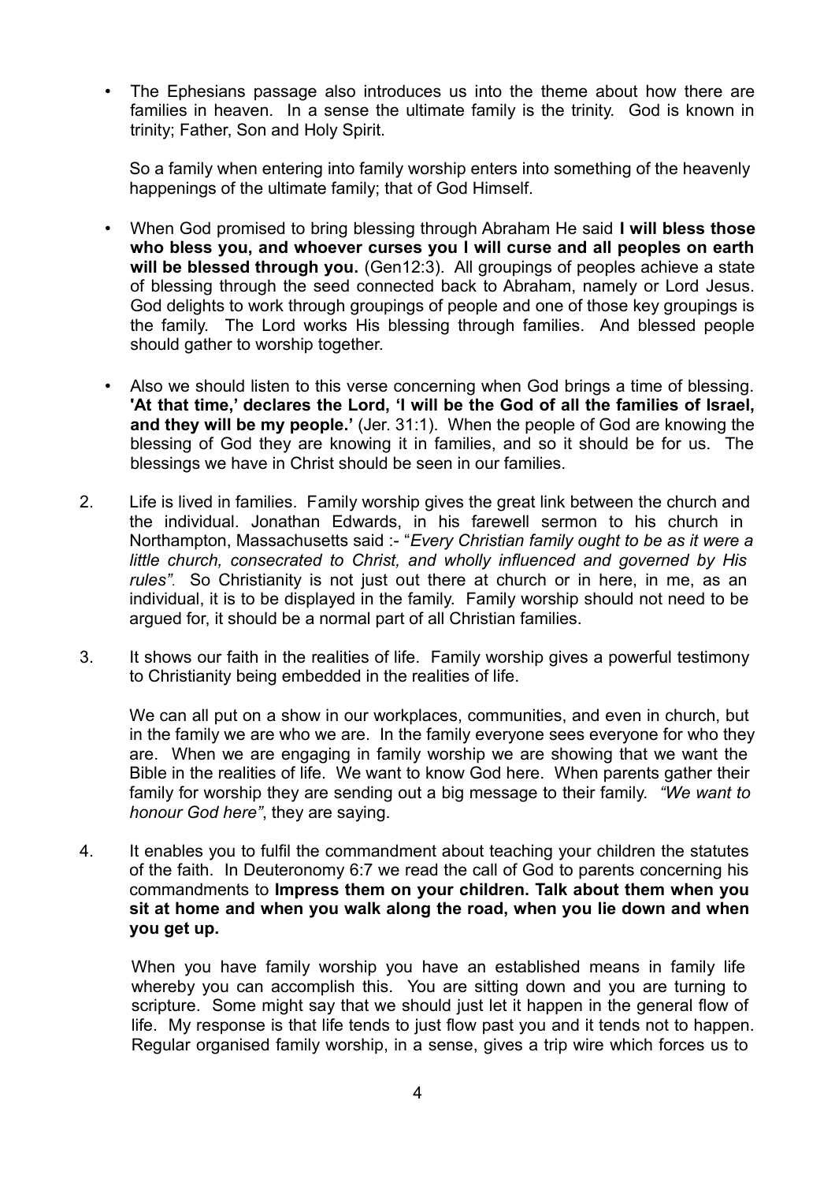- The Ephesians passage also introduces us into the theme about how there are families in heaven. In a sense the ultimate family is the trinity. God is known in trinity; Father, Son and Holy Spirit.

  So a family when entering into family worship enters into something of the heavenly happenings of the ultimate family; that of God Himself.

- When God promised to bring blessing through Abraham He said **I will bless those who bless you, and whoever curses you I will curse and all peoples on earth will be blessed through you.** (Gen12:3). All groupings of peoples achieve a state of blessing through the seed connected back to Abraham, namely or Lord Jesus. God delights to work through groupings of people and one of those key groupings is the family. The Lord works His blessing through families. And blessed people should gather to worship together.

- Also we should listen to this verse concerning when God brings a time of blessing. **'At that time,' declares the Lord, 'I will be the God of all the families of Israel, and they will be my people.'** (Jer. 31:1). When the people of God are knowing the blessing of God they are knowing it in families, and so it should be for us. The blessings we have in Christ should be seen in our families.

2. Life is lived in families. Family worship gives the great link between the church and the individual. Jonathan Edwards, in his farewell sermon to his church in Northampton, Massachusetts said :- "*Every Christian family ought to be as it were a little church, consecrated to Christ, and wholly influenced and governed by His rules"*. So Christianity is not just out there at church or in here, in me, as an individual, it is to be displayed in the family. Family worship should not need to be argued for, it should be a normal part of all Christian families.

3. It shows our faith in the realities of life. Family worship gives a powerful testimony to Christianity being embedded in the realities of life.

   We can all put on a show in our workplaces, communities, and even in church, but in the family we are who we are. In the family everyone sees everyone for who they are. When we are engaging in family worship we are showing that we want the Bible in the realities of life. We want to know God here. When parents gather their family for worship they are sending out a big message to their family. *"We want to honour God here"*, they are saying.

4. It enables you to fulfil the commandment about teaching your children the statutes of the faith. In Deuteronomy 6:7 we read the call of God to parents concerning his commandments to **Impress them on your children. Talk about them when you sit at home and when you walk along the road, when you lie down and when you get up.**

   When you have family worship you have an established means in family life whereby you can accomplish this. You are sitting down and you are turning to scripture. Some might say that we should just let it happen in the general flow of life. My response is that life tends to just flow past you and it tends not to happen. Regular organised family worship, in a sense, gives a trip wire which forces us to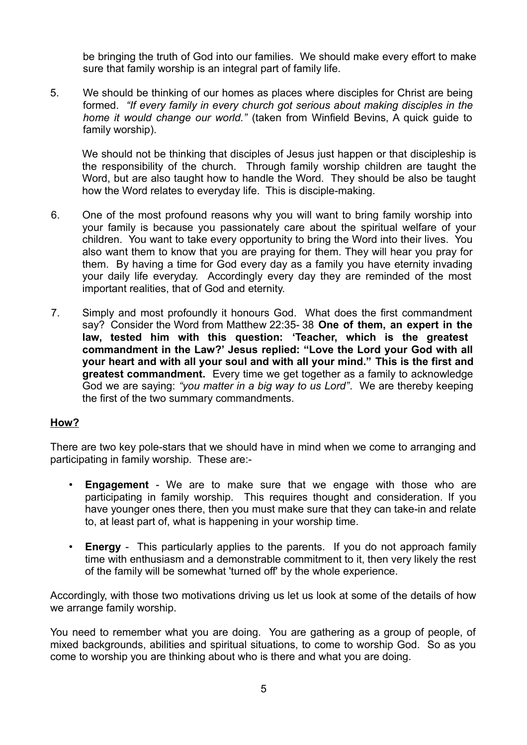be bringing the truth of God into our families. We should make every effort to make sure that family worship is an integral part of family life.

5. We should be thinking of our homes as places where disciples for Christ are being formed. *"If every family in every church got serious about making disciples in the home it would change our world."* (taken from Winfield Bevins, A quick guide to family worship).

   We should not be thinking that disciples of Jesus just happen or that discipleship is the responsibility of the church. Through family worship children are taught the Word, but are also taught how to handle the Word. They should be also be taught how the Word relates to everyday life. This is disciple-making.

6. One of the most profound reasons why you will want to bring family worship into your family is because you passionately care about the spiritual welfare of your children. You want to take every opportunity to bring the Word into their lives. You also want them to know that you are praying for them. They will hear you pray for them. By having a time for God every day as a family you have eternity invading your daily life everyday. Accordingly every day they are reminded of the most important realities, that of God and eternity.

7. Simply and most profoundly it honours God. What does the first commandment say? Consider the Word from Matthew 22:35- 38 **One of them, an expert in the law, tested him with this question: 'Teacher, which is the greatest commandment in the Law?' Jesus replied: "Love the Lord your God with all your heart and with all your soul and with all your mind." This is the first and greatest commandment.** Every time we get together as a family to acknowledge God we are saying: *"you matter in a big way to us Lord"*. We are thereby keeping the first of the two summary commandments.

## How?

There are two key pole-stars that we should have in mind when we come to arranging and participating in family worship. These are:-

- **Engagement** - We are to make sure that we engage with those who are participating in family worship. This requires thought and consideration. If you have younger ones there, then you must make sure that they can take-in and relate to, at least part of, what is happening in your worship time.

- **Energy** - This particularly applies to the parents. If you do not approach family time with enthusiasm and a demonstrable commitment to it, then very likely the rest of the family will be somewhat 'turned off' by the whole experience.

Accordingly, with those two motivations driving us let us look at some of the details of how we arrange family worship.

You need to remember what you are doing. You are gathering as a group of people, of mixed backgrounds, abilities and spiritual situations, to come to worship God. So as you come to worship you are thinking about who is there and what you are doing.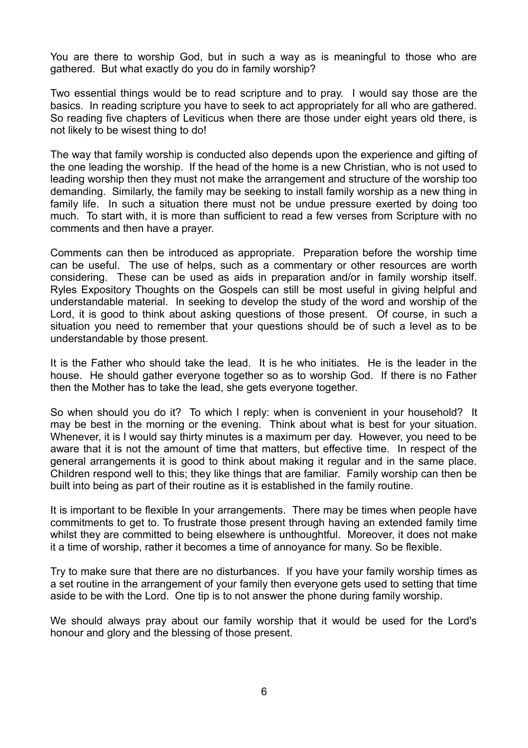You are there to worship God, but in such a way as is meaningful to those who are gathered. But what exactly do you do in family worship?

Two essential things would be to read scripture and to pray. I would say those are the basics. In reading scripture you have to seek to act appropriately for all who are gathered. So reading five chapters of Leviticus when there are those under eight years old there, is not likely to be wisest thing to do!

The way that family worship is conducted also depends upon the experience and gifting of the one leading the worship. If the head of the home is a new Christian, who is not used to leading worship then they must not make the arrangement and structure of the worship too demanding. Similarly, the family may be seeking to install family worship as a new thing in family life. In such a situation there must not be undue pressure exerted by doing too much. To start with, it is more than sufficient to read a few verses from Scripture with no comments and then have a prayer.

Comments can then be introduced as appropriate. Preparation before the worship time can be useful. The use of helps, such as a commentary or other resources are worth considering. These can be used as aids in preparation and/or in family worship itself. Ryles Expository Thoughts on the Gospels can still be most useful in giving helpful and understandable material. In seeking to develop the study of the word and worship of the Lord, it is good to think about asking questions of those present. Of course, in such a situation you need to remember that your questions should be of such a level as to be understandable by those present.

It is the Father who should take the lead. It is he who initiates. He is the leader in the house. He should gather everyone together so as to worship God. If there is no Father then the Mother has to take the lead, she gets everyone together.

So when should you do it? To which I reply: when is convenient in your household? It may be best in the morning or the evening. Think about what is best for your situation. Whenever, it is I would say thirty minutes is a maximum per day. However, you need to be aware that it is not the amount of time that matters, but effective time. In respect of the general arrangements it is good to think about making it regular and in the same place. Children respond well to this; they like things that are familiar. Family worship can then be built into being as part of their routine as it is established in the family routine.

It is important to be flexible In your arrangements. There may be times when people have commitments to get to. To frustrate those present through having an extended family time whilst they are committed to being elsewhere is unthoughtful. Moreover, it does not make it a time of worship, rather it becomes a time of annoyance for many. So be flexible.

Try to make sure that there are no disturbances. If you have your family worship times as a set routine in the arrangement of your family then everyone gets used to setting that time aside to be with the Lord. One tip is to not answer the phone during family worship.

We should always pray about our family worship that it would be used for the Lord's honour and glory and the blessing of those present.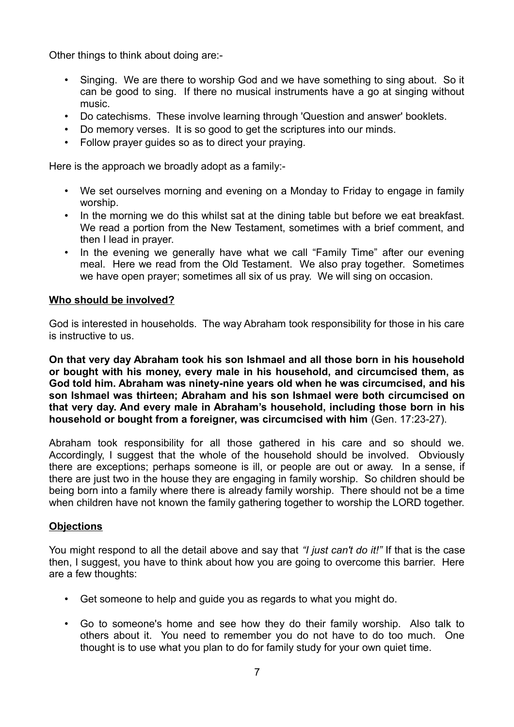Other things to think about doing are:-

- Singing. We are there to worship God and we have something to sing about. So it can be good to sing. If there no musical instruments have a go at singing without music.
- Do catechisms. These involve learning through 'Question and answer' booklets.
- Do memory verses. It is so good to get the scriptures into our minds.
- Follow prayer guides so as to direct your praying.

Here is the approach we broadly adopt as a family:-

- We set ourselves morning and evening on a Monday to Friday to engage in family worship.
- In the morning we do this whilst sat at the dining table but before we eat breakfast. We read a portion from the New Testament, sometimes with a brief comment, and then I lead in prayer.
- In the evening we generally have what we call "Family Time" after our evening meal. Here we read from the Old Testament. We also pray together. Sometimes we have open prayer; sometimes all six of us pray. We will sing on occasion.

**Who should be involved?**

God is interested in households. The way Abraham took responsibility for those in his care is instructive to us.

**On that very day Abraham took his son Ishmael and all those born in his household or bought with his money, every male in his household, and circumcised them, as God told him. Abraham was ninety-nine years old when he was circumcised, and his son Ishmael was thirteen; Abraham and his son Ishmael were both circumcised on that very day. And every male in Abraham's household, including those born in his household or bought from a foreigner, was circumcised with him** (Gen. 17:23-27).

Abraham took responsibility for all those gathered in his care and so should we. Accordingly, I suggest that the whole of the household should be involved. Obviously there are exceptions; perhaps someone is ill, or people are out or away. In a sense, if there are just two in the house they are engaging in family worship. So children should be being born into a family where there is already family worship. There should not be a time when children have not known the family gathering together to worship the LORD together.

**Objections**

You might respond to all the detail above and say that *"I just can't do it!"* If that is the case then, I suggest, you have to think about how you are going to overcome this barrier. Here are a few thoughts:

- Get someone to help and guide you as regards to what you might do.
- Go to someone's home and see how they do their family worship. Also talk to others about it. You need to remember you do not have to do too much. One thought is to use what you plan to do for family study for your own quiet time.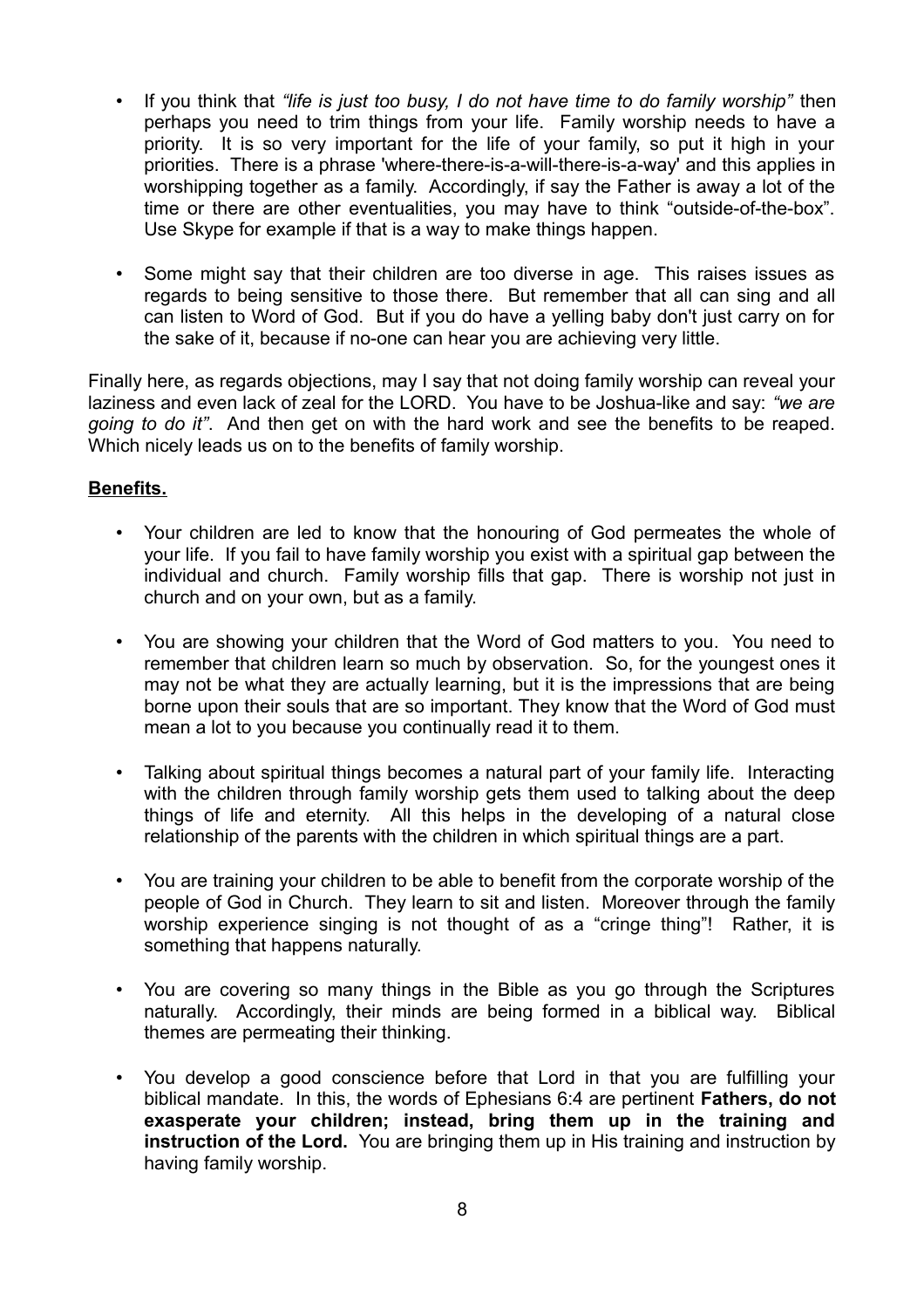- If you think that *"life is just too busy, I do not have time to do family worship"* then perhaps you need to trim things from your life. Family worship needs to have a priority. It is so very important for the life of your family, so put it high in your priorities. There is a phrase 'where-there-is-a-will-there-is-a-way' and this applies in worshipping together as a family. Accordingly, if say the Father is away a lot of the time or there are other eventualities, you may have to think "outside-of-the-box". Use Skype for example if that is a way to make things happen.

- Some might say that their children are too diverse in age. This raises issues as regards to being sensitive to those there. But remember that all can sing and all can listen to Word of God. But if you do have a yelling baby don't just carry on for the sake of it, because if no-one can hear you are achieving very little.

Finally here, as regards objections, may I say that not doing family worship can reveal your laziness and even lack of zeal for the LORD. You have to be Joshua-like and say: *"we are going to do it"*. And then get on with the hard work and see the benefits to be reaped. Which nicely leads us on to the benefits of family worship.

**Benefits.**

- Your children are led to know that the honouring of God permeates the whole of your life. If you fail to have family worship you exist with a spiritual gap between the individual and church. Family worship fills that gap. There is worship not just in church and on your own, but as a family.

- You are showing your children that the Word of God matters to you. You need to remember that children learn so much by observation. So, for the youngest ones it may not be what they are actually learning, but it is the impressions that are being borne upon their souls that are so important. They know that the Word of God must mean a lot to you because you continually read it to them.

- Talking about spiritual things becomes a natural part of your family life. Interacting with the children through family worship gets them used to talking about the deep things of life and eternity. All this helps in the developing of a natural close relationship of the parents with the children in which spiritual things are a part.

- You are training your children to be able to benefit from the corporate worship of the people of God in Church. They learn to sit and listen. Moreover through the family worship experience singing is not thought of as a "cringe thing"! Rather, it is something that happens naturally.

- You are covering so many things in the Bible as you go through the Scriptures naturally. Accordingly, their minds are being formed in a biblical way. Biblical themes are permeating their thinking.

- You develop a good conscience before that Lord in that you are fulfilling your biblical mandate. In this, the words of Ephesians 6:4 are pertinent **Fathers, do not exasperate your children; instead, bring them up in the training and instruction of the Lord.** You are bringing them up in His training and instruction by having family worship.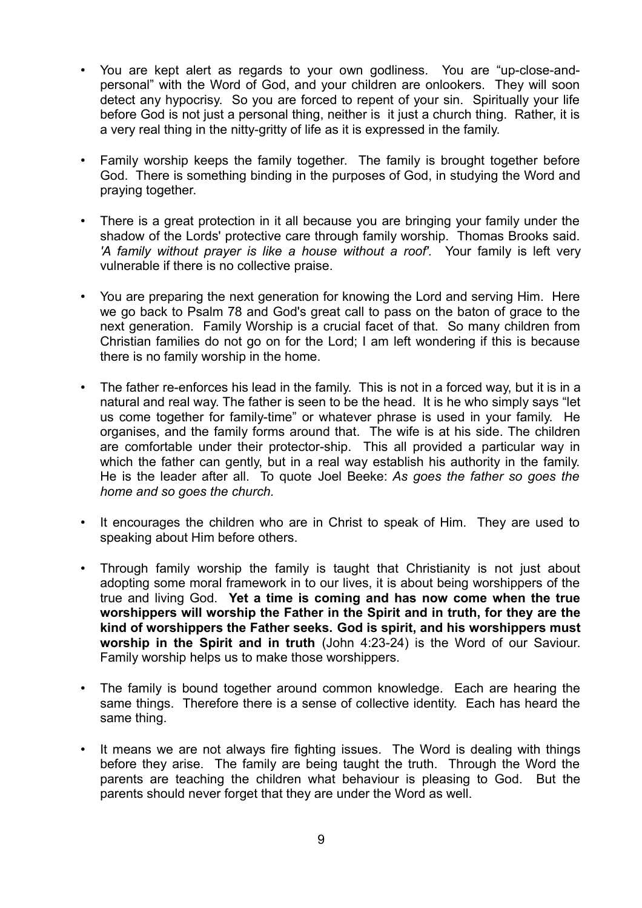- You are kept alert as regards to your own godliness. You are "up-close-and-personal" with the Word of God, and your children are onlookers. They will soon detect any hypocrisy. So you are forced to repent of your sin. Spiritually your life before God is not just a personal thing, neither is it just a church thing. Rather, it is a very real thing in the nitty-gritty of life as it is expressed in the family.

- Family worship keeps the family together. The family is brought together before God. There is something binding in the purposes of God, in studying the Word and praying together.

- There is a great protection in it all because you are bringing your family under the shadow of the Lords' protective care through family worship. Thomas Brooks said. *'A family without prayer is like a house without a roof'.* Your family is left very vulnerable if there is no collective praise.

- You are preparing the next generation for knowing the Lord and serving Him. Here we go back to Psalm 78 and God's great call to pass on the baton of grace to the next generation. Family Worship is a crucial facet of that. So many children from Christian families do not go on for the Lord; I am left wondering if this is because there is no family worship in the home.

- The father re-enforces his lead in the family. This is not in a forced way, but it is in a natural and real way. The father is seen to be the head. It is he who simply says "let us come together for family-time" or whatever phrase is used in your family. He organises, and the family forms around that. The wife is at his side. The children are comfortable under their protector-ship. This all provided a particular way in which the father can gently, but in a real way establish his authority in the family. He is the leader after all. To quote Joel Beeke: *As goes the father so goes the home and so goes the church.*

- It encourages the children who are in Christ to speak of Him. They are used to speaking about Him before others.

- Through family worship the family is taught that Christianity is not just about adopting some moral framework in to our lives, it is about being worshippers of the true and living God. **Yet a time is coming and has now come when the true worshippers will worship the Father in the Spirit and in truth, for they are the kind of worshippers the Father seeks. God is spirit, and his worshippers must worship in the Spirit and in truth** (John 4:23-24) is the Word of our Saviour. Family worship helps us to make those worshippers.

- The family is bound together around common knowledge. Each are hearing the same things. Therefore there is a sense of collective identity. Each has heard the same thing.

- It means we are not always fire fighting issues. The Word is dealing with things before they arise. The family are being taught the truth. Through the Word the parents are teaching the children what behaviour is pleasing to God. But the parents should never forget that they are under the Word as well.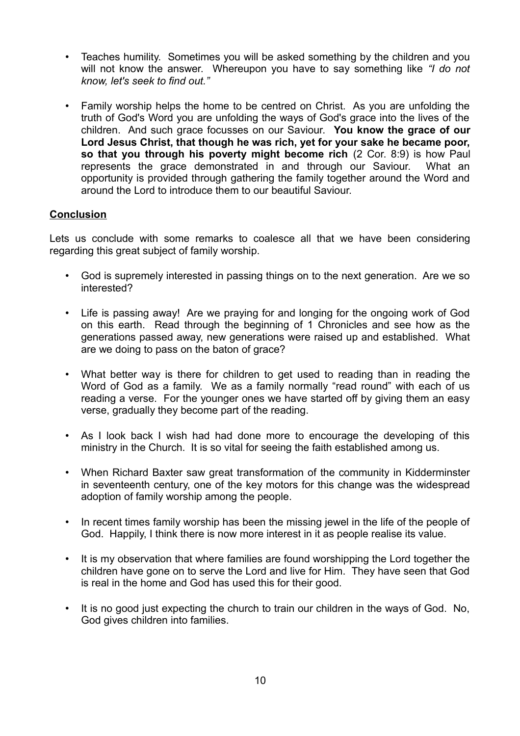- Teaches humility. Sometimes you will be asked something by the children and you will not know the answer. Whereupon you have to say something like *"I do not know, let's seek to find out."*

- Family worship helps the home to be centred on Christ. As you are unfolding the truth of God's Word you are unfolding the ways of God's grace into the lives of the children. And such grace focusses on our Saviour. **You know the grace of our Lord Jesus Christ, that though he was rich, yet for your sake he became poor, so that you through his poverty might become rich** (2 Cor. 8:9) is how Paul represents the grace demonstrated in and through our Saviour. What an opportunity is provided through gathering the family together around the Word and around the Lord to introduce them to our beautiful Saviour.

## Conclusion

Lets us conclude with some remarks to coalesce all that we have been considering regarding this great subject of family worship.

- God is supremely interested in passing things on to the next generation. Are we so interested?

- Life is passing away! Are we praying for and longing for the ongoing work of God on this earth. Read through the beginning of 1 Chronicles and see how as the generations passed away, new generations were raised up and established. What are we doing to pass on the baton of grace?

- What better way is there for children to get used to reading than in reading the Word of God as a family. We as a family normally "read round" with each of us reading a verse. For the younger ones we have started off by giving them an easy verse, gradually they become part of the reading.

- As I look back I wish had had done more to encourage the developing of this ministry in the Church. It is so vital for seeing the faith established among us.

- When Richard Baxter saw great transformation of the community in Kidderminster in seventeenth century, one of the key motors for this change was the widespread adoption of family worship among the people.

- In recent times family worship has been the missing jewel in the life of the people of God. Happily, I think there is now more interest in it as people realise its value.

- It is my observation that where families are found worshipping the Lord together the children have gone on to serve the Lord and live for Him. They have seen that God is real in the home and God has used this for their good.

- It is no good just expecting the church to train our children in the ways of God. No, God gives children into families.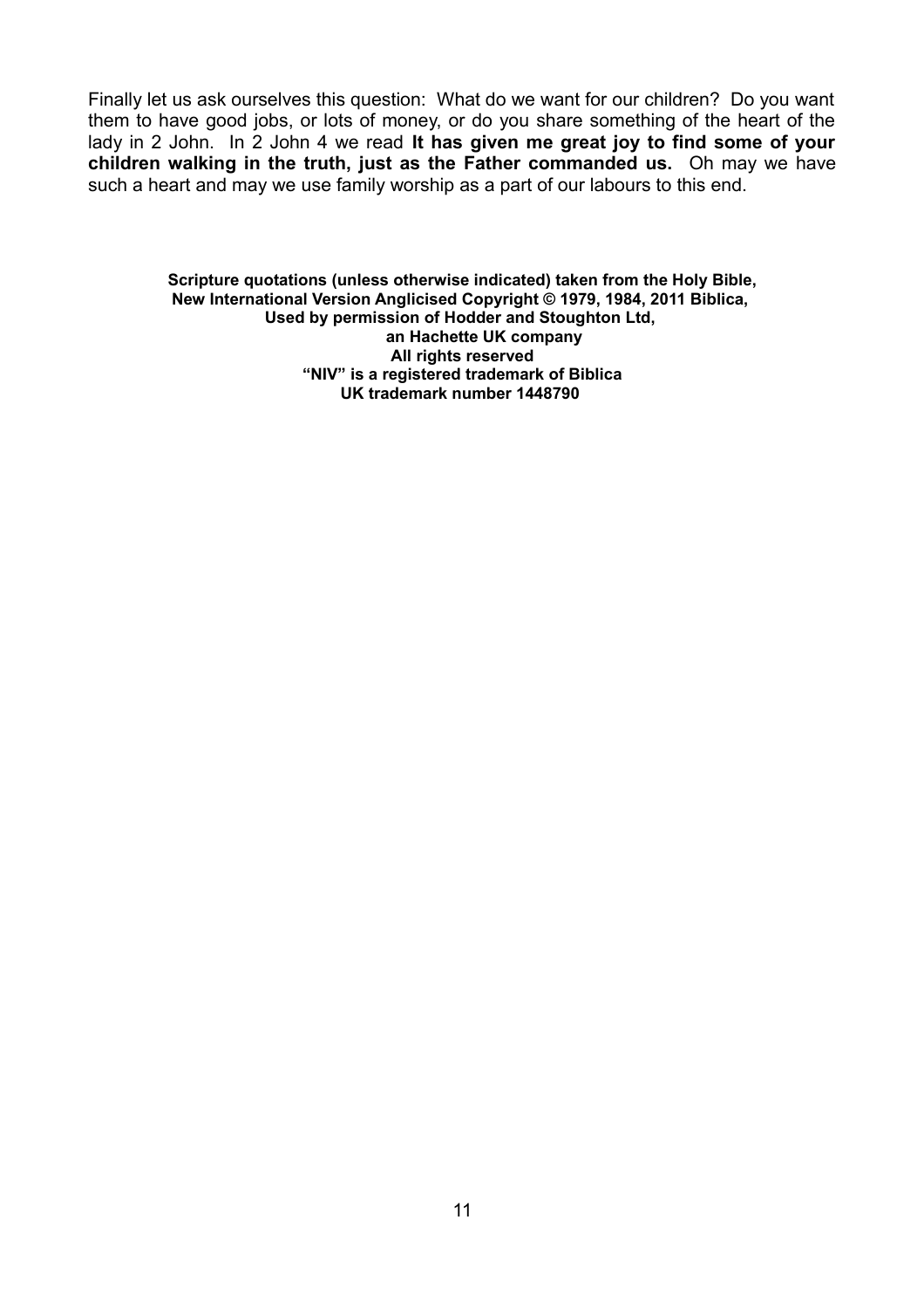Finally let us ask ourselves this question: What do we want for our children? Do you want them to have good jobs, or lots of money, or do you share something of the heart of the lady in 2 John. In 2 John 4 we read **It has given me great joy to find some of your children walking in the truth, just as the Father commanded us.** Oh may we have such a heart and may we use family worship as a part of our labours to this end.

**Scripture quotations (unless otherwise indicated) taken from the Holy Bible, New International Version Anglicised Copyright © 1979, 1984, 2011 Biblica, Used by permission of Hodder and Stoughton Ltd, an Hachette UK company All rights reserved "NIV" is a registered trademark of Biblica UK trademark number 1448790**